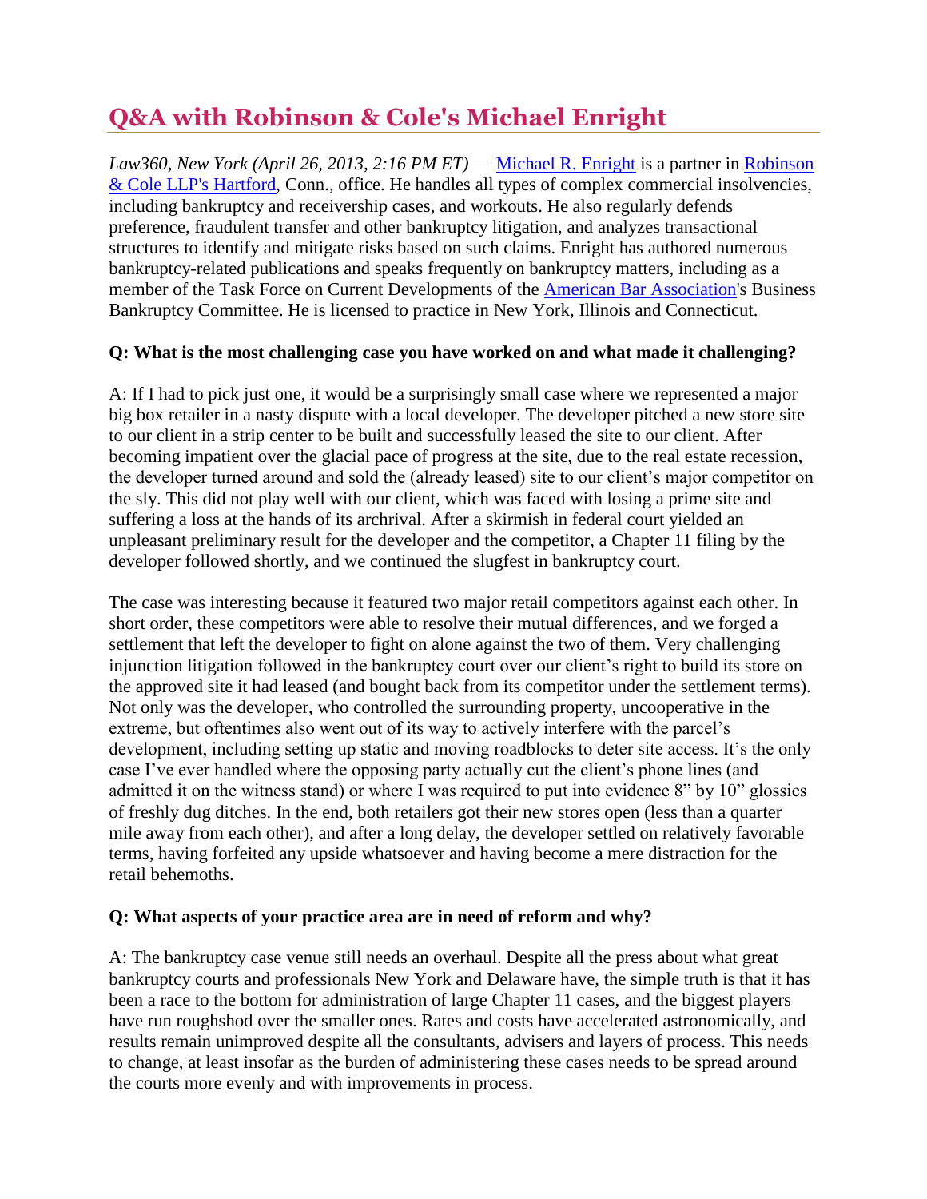# Q&A with Robinson & Cole's Michael Enright

*Law360, New York (April 26, 2013, 2:16 PM ET)* — Michael R. Enright is a partner in Robinson & Cole LLP's Hartford, Conn., office. He handles all types of complex commercial insolvencies, including bankruptcy and receivership cases, and workouts. He also regularly defends preference, fraudulent transfer and other bankruptcy litigation, and analyzes transactional structures to identify and mitigate risks based on such claims. Enright has authored numerous bankruptcy-related publications and speaks frequently on bankruptcy matters, including as a member of the Task Force on Current Developments of the American Bar Association's Business Bankruptcy Committee. He is licensed to practice in New York, Illinois and Connecticut.

**Q: What is the most challenging case you have worked on and what made it challenging?**

A: If I had to pick just one, it would be a surprisingly small case where we represented a major big box retailer in a nasty dispute with a local developer. The developer pitched a new store site to our client in a strip center to be built and successfully leased the site to our client. After becoming impatient over the glacial pace of progress at the site, due to the real estate recession, the developer turned around and sold the (already leased) site to our client's major competitor on the sly. This did not play well with our client, which was faced with losing a prime site and suffering a loss at the hands of its archrival. After a skirmish in federal court yielded an unpleasant preliminary result for the developer and the competitor, a Chapter 11 filing by the developer followed shortly, and we continued the slugfest in bankruptcy court.

The case was interesting because it featured two major retail competitors against each other. In short order, these competitors were able to resolve their mutual differences, and we forged a settlement that left the developer to fight on alone against the two of them. Very challenging injunction litigation followed in the bankruptcy court over our client's right to build its store on the approved site it had leased (and bought back from its competitor under the settlement terms). Not only was the developer, who controlled the surrounding property, uncooperative in the extreme, but oftentimes also went out of its way to actively interfere with the parcel's development, including setting up static and moving roadblocks to deter site access. It's the only case I've ever handled where the opposing party actually cut the client's phone lines (and admitted it on the witness stand) or where I was required to put into evidence 8" by 10" glossies of freshly dug ditches. In the end, both retailers got their new stores open (less than a quarter mile away from each other), and after a long delay, the developer settled on relatively favorable terms, having forfeited any upside whatsoever and having become a mere distraction for the retail behemoths.

**Q: What aspects of your practice area are in need of reform and why?**

A: The bankruptcy case venue still needs an overhaul. Despite all the press about what great bankruptcy courts and professionals New York and Delaware have, the simple truth is that it has been a race to the bottom for administration of large Chapter 11 cases, and the biggest players have run roughshod over the smaller ones. Rates and costs have accelerated astronomically, and results remain unimproved despite all the consultants, advisers and layers of process. This needs to change, at least insofar as the burden of administering these cases needs to be spread around the courts more evenly and with improvements in process.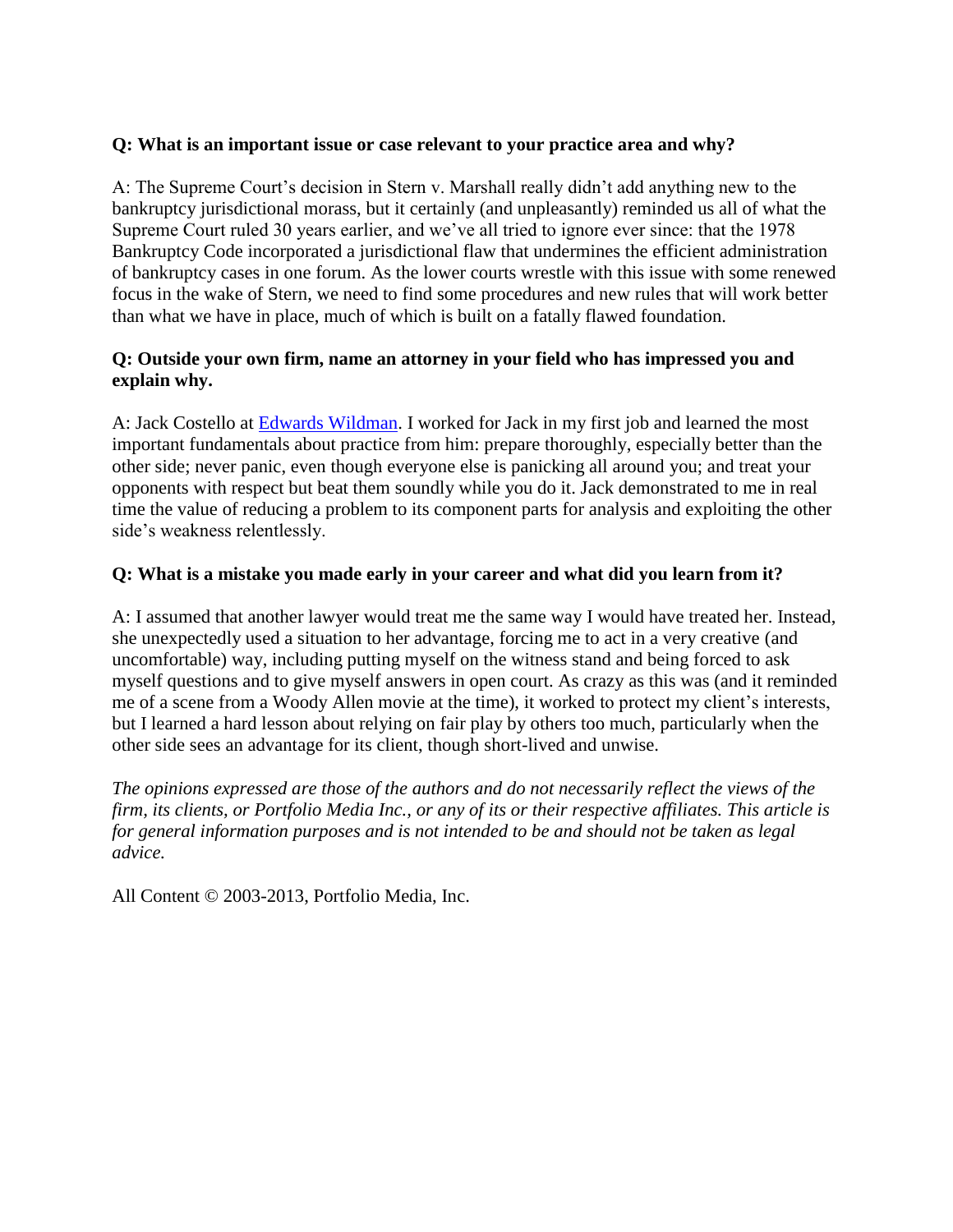**Q: What is an important issue or case relevant to your practice area and why?**

A: The Supreme Court's decision in Stern v. Marshall really didn't add anything new to the bankruptcy jurisdictional morass, but it certainly (and unpleasantly) reminded us all of what the Supreme Court ruled 30 years earlier, and we've all tried to ignore ever since: that the 1978 Bankruptcy Code incorporated a jurisdictional flaw that undermines the efficient administration of bankruptcy cases in one forum. As the lower courts wrestle with this issue with some renewed focus in the wake of Stern, we need to find some procedures and new rules that will work better than what we have in place, much of which is built on a fatally flawed foundation.

**Q: Outside your own firm, name an attorney in your field who has impressed you and explain why.**

A: Jack Costello at Edwards Wildman. I worked for Jack in my first job and learned the most important fundamentals about practice from him: prepare thoroughly, especially better than the other side; never panic, even though everyone else is panicking all around you; and treat your opponents with respect but beat them soundly while you do it. Jack demonstrated to me in real time the value of reducing a problem to its component parts for analysis and exploiting the other side's weakness relentlessly.

**Q: What is a mistake you made early in your career and what did you learn from it?**

A: I assumed that another lawyer would treat me the same way I would have treated her. Instead, she unexpectedly used a situation to her advantage, forcing me to act in a very creative (and uncomfortable) way, including putting myself on the witness stand and being forced to ask myself questions and to give myself answers in open court. As crazy as this was (and it reminded me of a scene from a Woody Allen movie at the time), it worked to protect my client's interests, but I learned a hard lesson about relying on fair play by others too much, particularly when the other side sees an advantage for its client, though short-lived and unwise.

*The opinions expressed are those of the authors and do not necessarily reflect the views of the firm, its clients, or Portfolio Media Inc., or any of its or their respective affiliates. This article is for general information purposes and is not intended to be and should not be taken as legal advice.*

All Content © 2003-2013, Portfolio Media, Inc.